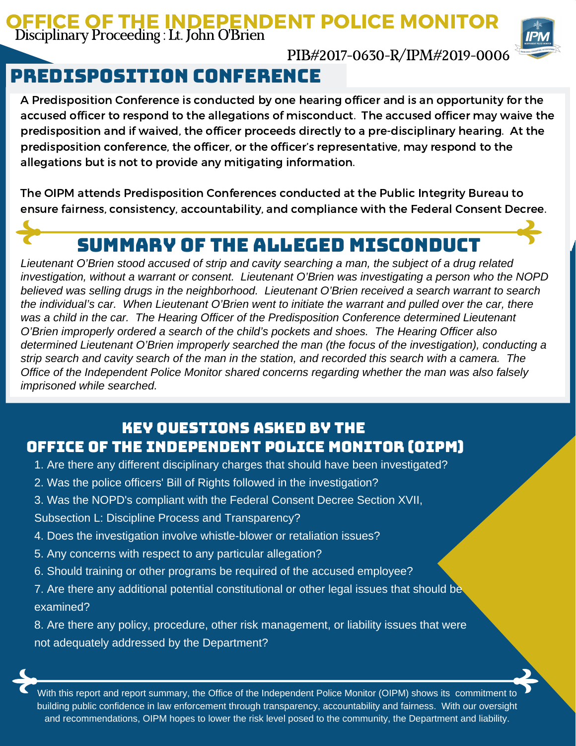# OFFICE OF THE INDEPENDENT POLICE MONITOR

Disciplinary Proceeding : Lt. John O'Brien

PIB#2017-0630-R/IPM#2019-0006

## PREDISPOSITION CONFERENCE

A Predisposition Conference is conducted by one hearing officer and is an opportunity for the accused officer to respond to the allegations of misconduct. The accused officer may waive the predisposition and if waived, the officer proceeds directly to a pre-disciplinary hearing. At the predisposition conference, the officer, or the officer's representative, may respond to the allegations but is not to provide any mitigating information.

The OIPM attends Predisposition Conferences conducted at the Public Integrity Bureau to ensure fairness, consistency, accountability, and compliance with the Federal Consent Decree.

## SUMMARY OF THE ALLEGED MISCONDUCT

*Lieutenant O'Brien stood accused of strip and cavity searching a man, the subject of a drug related investigation, without a warrant or consent. Lieutenant O'Brien was investigating a person who the NOPD believed was selling drugs in the neighborhood. Lieutenant O'Brien received a search warrant to search the individual's car. When Lieutenant O'Brien went to initiate the warrant and pulled over the car, there was a child in the car. The Hearing Officer of the Predisposition Conference determined Lieutenant O'Brien improperly ordered a search of the child's pockets and shoes. The Hearing Officer also determined Lieutenant O'Brien improperly searched the man (the focus of the investigation), conducting a strip search and cavity search of the man in the station, and recorded this search with a camera. The Office of the Independent Police Monitor shared concerns regarding whether the man was also falsely imprisoned while searched.*

## KEY QUESTIONS ASKED BY THE OFFICE OF THE INDEPENDENT POLICE MONITOR (OIPM)

1. Are there any different disciplinary charges that should have been investigated?
2. Was the police officers' Bill of Rights followed in the investigation?
3. Was the NOPD's compliant with the Federal Consent Decree Section XVII, Subsection L: Discipline Process and Transparency?
4. Does the investigation involve whistle-blower or retaliation issues?
5. Any concerns with respect to any particular allegation?
6. Should training or other programs be required of the accused employee?
7. Are there any additional potential constitutional or other legal issues that should be examined?
8. Are there any policy, procedure, other risk management, or liability issues that were not adequately addressed by the Department?

With this report and report summary, the Office of the Independent Police Monitor (OIPM) shows its commitment to building public confidence in law enforcement through transparency, accountability and fairness. With our oversight and recommendations, OIPM hopes to lower the risk level posed to the community, the Department and liability.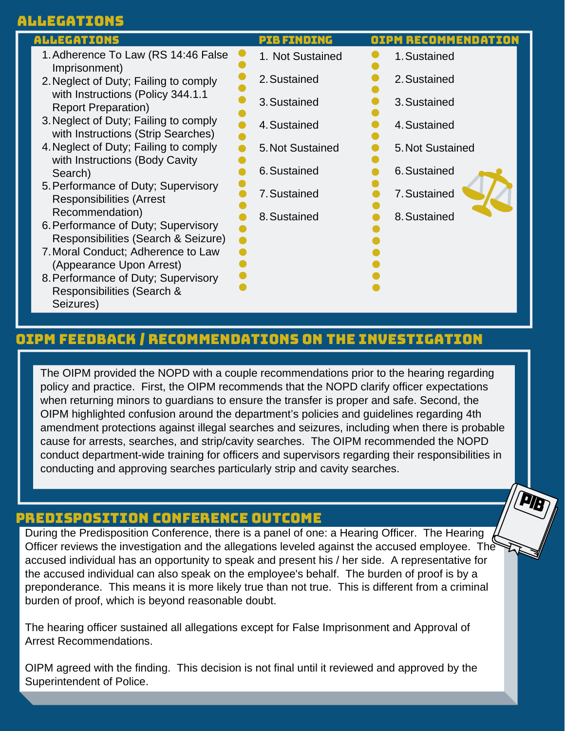## ALLEGATIONS

| ALLEGATIONS | PIB FINDING | OIPM RECOMMENDATION |
|---|---|---|
| 1. Adherence To Law (RS 14:46 False Imprisonment) | 1. Not Sustained | 1. Sustained |
| 2. Neglect of Duty; Failing to comply with Instructions (Policy 344.1.1 Report Preparation) | 2. Sustained | 2. Sustained |
| 3. Neglect of Duty; Failing to comply with Instructions (Strip Searches) | 3. Sustained | 3. Sustained |
| 4. Neglect of Duty; Failing to comply with Instructions (Body Cavity Search) | 4. Sustained | 4. Sustained |
| 5. Performance of Duty; Supervisory Responsibilities (Arrest Recommendation) | 5. Not Sustained | 5. Not Sustained |
| 6. Performance of Duty; Supervisory Responsibilities (Search & Seizure) | 6. Sustained | 6. Sustained |
| 7. Moral Conduct; Adherence to Law (Appearance Upon Arrest) | 7. Sustained | 7. Sustained |
| 8. Performance of Duty; Supervisory Responsibilities (Search & Seizures) | 8. Sustained | 8. Sustained |

## OIPM FEEDBACK / RECOMMENDATIONS ON THE INVESTIGATION

The OIPM provided the NOPD with a couple recommendations prior to the hearing regarding policy and practice. First, the OIPM recommends that the NOPD clarify officer expectations when returning minors to guardians to ensure the transfer is proper and safe. Second, the OIPM highlighted confusion around the department's policies and guidelines regarding 4th amendment protections against illegal searches and seizures, including when there is probable cause for arrests, searches, and strip/cavity searches. The OIPM recommended the NOPD conduct department-wide training for officers and supervisors regarding their responsibilities in conducting and approving searches particularly strip and cavity searches.

## PREDISPOSITION CONFERENCE OUTCOME

During the Predisposition Conference, there is a panel of one: a Hearing Officer. The Hearing Officer reviews the investigation and the allegations leveled against the accused employee. The accused individual has an opportunity to speak and present his / her side. A representative for the accused individual can also speak on the employee's behalf. The burden of proof is by a preponderance. This means it is more likely true than not true. This is different from a criminal burden of proof, which is beyond reasonable doubt.

The hearing officer sustained all allegations except for False Imprisonment and Approval of Arrest Recommendations.

OIPM agreed with the finding. This decision is not final until it reviewed and approved by the Superintendent of Police.